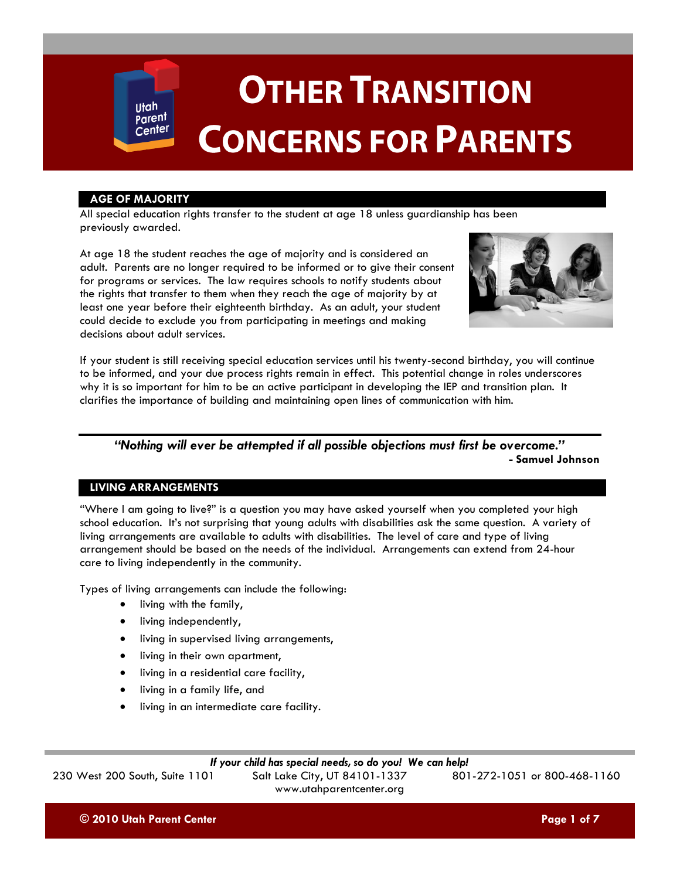# Other Transition Concerns for Parents

## AGE OF MAJORITY

All special education rights transfer to the student at age 18 unless guardianship has been previously awarded.

At age 18 the student reaches the age of majority and is considered an adult. Parents are no longer required to be informed or to give their consent for programs or services. The law requires schools to notify students about the rights that transfer to them when they reach the age of majority by at least one year before their eighteenth birthday. As an adult, your student could decide to exclude you from participating in meetings and making decisions about adult services.

If your student is still receiving special education services until his twenty-second birthday, you will continue to be informed, and your due process rights remain in effect. This potential change in roles underscores why it is so important for him to be an active participant in developing the IEP and transition plan. It clarifies the importance of building and maintaining open lines of communication with him.

> ***"Nothing will ever be attempted if all possible objections must first be overcome."***
> **- Samuel Johnson**

## LIVING ARRANGEMENTS

"Where I am going to live?" is a question you may have asked yourself when you completed your high school education. It's not surprising that young adults with disabilities ask the same question. A variety of living arrangements are available to adults with disabilities. The level of care and type of living arrangement should be based on the needs of the individual. Arrangements can extend from 24-hour care to living independently in the community.

Types of living arrangements can include the following:

- living with the family,
- living independently,
- living in supervised living arrangements,
- living in their own apartment,
- living in a residential care facility,
- living in a family life, and
- living in an intermediate care facility.

*If your child has special needs, so do you! We can help!*

230 West 200 South, Suite 1101 Salt Lake City, UT 84101-1337 801-272-1051 or 800-468-1160
www.utahparentcenter.org

© 2010 Utah Parent Center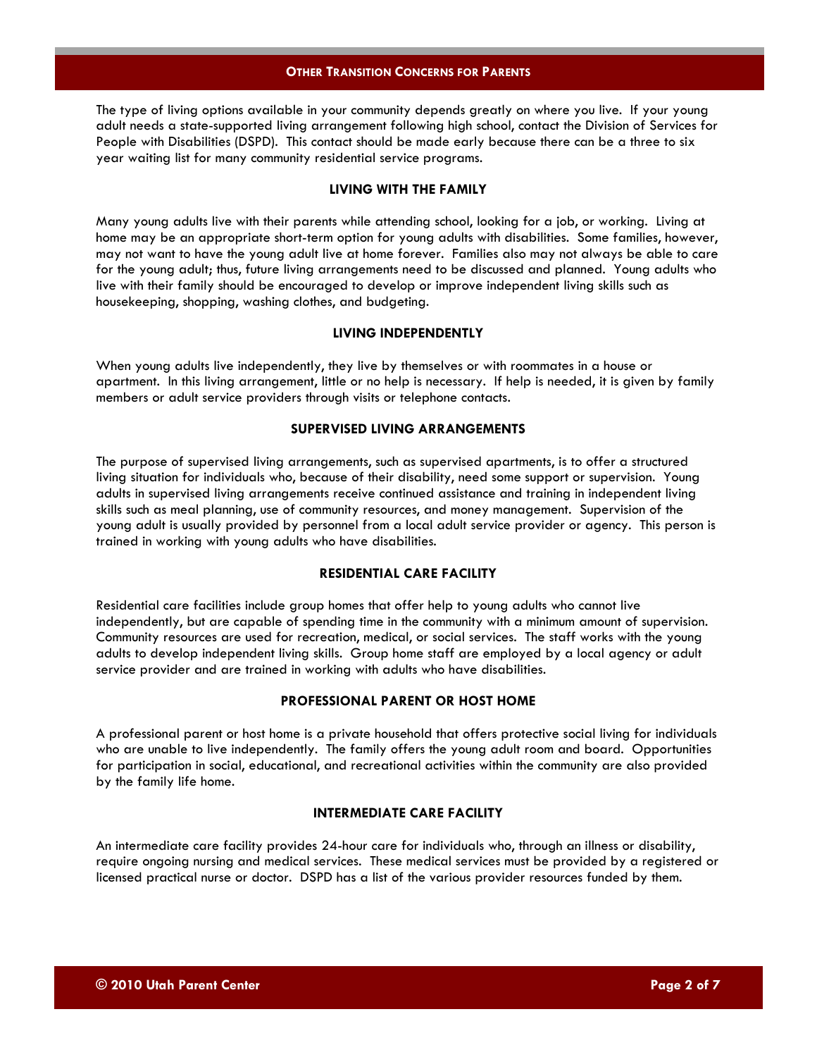The type of living options available in your community depends greatly on where you live. If your young adult needs a state-supported living arrangement following high school, contact the Division of Services for People with Disabilities (DSPD). This contact should be made early because there can be a three to six year waiting list for many community residential service programs.

### LIVING WITH THE FAMILY

Many young adults live with their parents while attending school, looking for a job, or working. Living at home may be an appropriate short-term option for young adults with disabilities. Some families, however, may not want to have the young adult live at home forever. Families also may not always be able to care for the young adult; thus, future living arrangements need to be discussed and planned. Young adults who live with their family should be encouraged to develop or improve independent living skills such as housekeeping, shopping, washing clothes, and budgeting.

### LIVING INDEPENDENTLY

When young adults live independently, they live by themselves or with roommates in a house or apartment. In this living arrangement, little or no help is necessary. If help is needed, it is given by family members or adult service providers through visits or telephone contacts.

### SUPERVISED LIVING ARRANGEMENTS

The purpose of supervised living arrangements, such as supervised apartments, is to offer a structured living situation for individuals who, because of their disability, need some support or supervision. Young adults in supervised living arrangements receive continued assistance and training in independent living skills such as meal planning, use of community resources, and money management. Supervision of the young adult is usually provided by personnel from a local adult service provider or agency. This person is trained in working with young adults who have disabilities.

### RESIDENTIAL CARE FACILITY

Residential care facilities include group homes that offer help to young adults who cannot live independently, but are capable of spending time in the community with a minimum amount of supervision. Community resources are used for recreation, medical, or social services. The staff works with the young adults to develop independent living skills. Group home staff are employed by a local agency or adult service provider and are trained in working with adults who have disabilities.

### PROFESSIONAL PARENT OR HOST HOME

A professional parent or host home is a private household that offers protective social living for individuals who are unable to live independently. The family offers the young adult room and board. Opportunities for participation in social, educational, and recreational activities within the community are also provided by the family life home.

### INTERMEDIATE CARE FACILITY

An intermediate care facility provides 24-hour care for individuals who, through an illness or disability, require ongoing nursing and medical services. These medical services must be provided by a registered or licensed practical nurse or doctor. DSPD has a list of the various provider resources funded by them.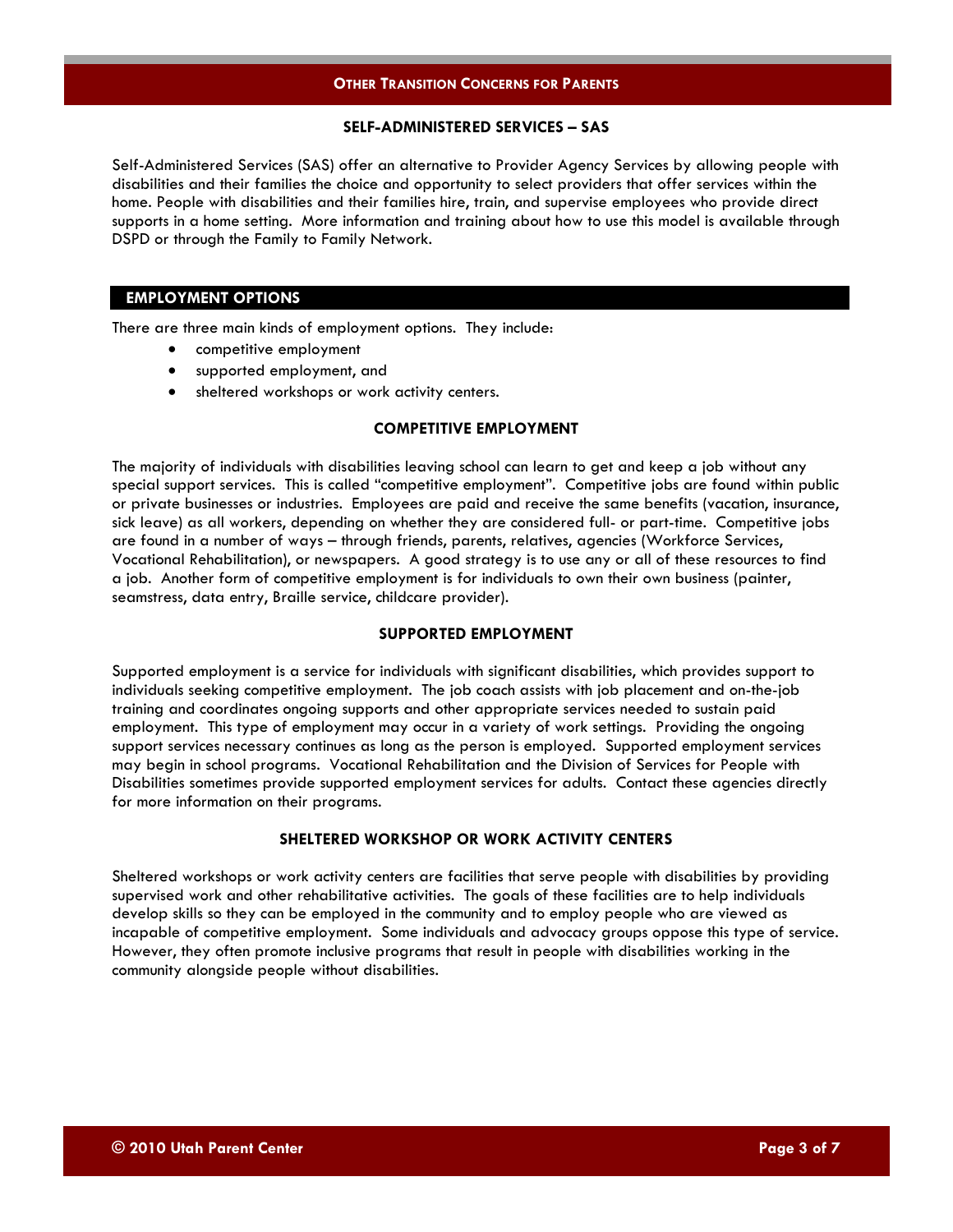### SELF-ADMINISTERED SERVICES – SAS

Self-Administered Services (SAS) offer an alternative to Provider Agency Services by allowing people with disabilities and their families the choice and opportunity to select providers that offer services within the home. People with disabilities and their families hire, train, and supervise employees who provide direct supports in a home setting. More information and training about how to use this model is available through DSPD or through the Family to Family Network.

## EMPLOYMENT OPTIONS

There are three main kinds of employment options. They include:

- competitive employment
- supported employment, and
- sheltered workshops or work activity centers.

### COMPETITIVE EMPLOYMENT

The majority of individuals with disabilities leaving school can learn to get and keep a job without any special support services. This is called "competitive employment". Competitive jobs are found within public or private businesses or industries. Employees are paid and receive the same benefits (vacation, insurance, sick leave) as all workers, depending on whether they are considered full- or part-time. Competitive jobs are found in a number of ways – through friends, parents, relatives, agencies (Workforce Services, Vocational Rehabilitation), or newspapers. A good strategy is to use any or all of these resources to find a job. Another form of competitive employment is for individuals to own their own business (painter, seamstress, data entry, Braille service, childcare provider).

### SUPPORTED EMPLOYMENT

Supported employment is a service for individuals with significant disabilities, which provides support to individuals seeking competitive employment. The job coach assists with job placement and on-the-job training and coordinates ongoing supports and other appropriate services needed to sustain paid employment. This type of employment may occur in a variety of work settings. Providing the ongoing support services necessary continues as long as the person is employed. Supported employment services may begin in school programs. Vocational Rehabilitation and the Division of Services for People with Disabilities sometimes provide supported employment services for adults. Contact these agencies directly for more information on their programs.

### SHELTERED WORKSHOP OR WORK ACTIVITY CENTERS

Sheltered workshops or work activity centers are facilities that serve people with disabilities by providing supervised work and other rehabilitative activities. The goals of these facilities are to help individuals develop skills so they can be employed in the community and to employ people who are viewed as incapable of competitive employment. Some individuals and advocacy groups oppose this type of service. However, they often promote inclusive programs that result in people with disabilities working in the community alongside people without disabilities.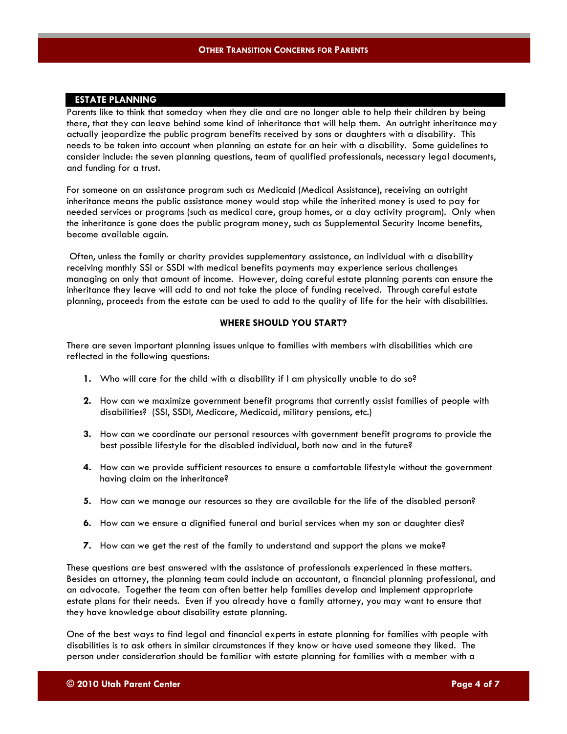## ESTATE PLANNING

Parents like to think that someday when they die and are no longer able to help their children by being there, that they can leave behind some kind of inheritance that will help them. An outright inheritance may actually jeopardize the public program benefits received by sons or daughters with a disability. This needs to be taken into account when planning an estate for an heir with a disability. Some guidelines to consider include: the seven planning questions, team of qualified professionals, necessary legal documents, and funding for a trust.

For someone on an assistance program such as Medicaid (Medical Assistance), receiving an outright inheritance means the public assistance money would stop while the inherited money is used to pay for needed services or programs (such as medical care, group homes, or a day activity program). Only when the inheritance is gone does the public program money, such as Supplemental Security Income benefits, become available again.

Often, unless the family or charity provides supplementary assistance, an individual with a disability receiving monthly SSI or SSDI with medical benefits payments may experience serious challenges managing on only that amount of income. However, doing careful estate planning parents can ensure the inheritance they leave will add to and not take the place of funding received. Through careful estate planning, proceeds from the estate can be used to add to the quality of life for the heir with disabilities.

### WHERE SHOULD YOU START?

There are seven important planning issues unique to families with members with disabilities which are reflected in the following questions:

1. Who will care for the child with a disability if I am physically unable to do so?
2. How can we maximize government benefit programs that currently assist families of people with disabilities? (SSI, SSDI, Medicare, Medicaid, military pensions, etc.)
3. How can we coordinate our personal resources with government benefit programs to provide the best possible lifestyle for the disabled individual, both now and in the future?
4. How can we provide sufficient resources to ensure a comfortable lifestyle without the government having claim on the inheritance?
5. How can we manage our resources so they are available for the life of the disabled person?
6. How can we ensure a dignified funeral and burial services when my son or daughter dies?
7. How can we get the rest of the family to understand and support the plans we make?

These questions are best answered with the assistance of professionals experienced in these matters. Besides an attorney, the planning team could include an accountant, a financial planning professional, and an advocate. Together the team can often better help families develop and implement appropriate estate plans for their needs. Even if you already have a family attorney, you may want to ensure that they have knowledge about disability estate planning.

One of the best ways to find legal and financial experts in estate planning for families with people with disabilities is to ask others in similar circumstances if they know or have used someone they liked. The person under consideration should be familiar with estate planning for families with a member with a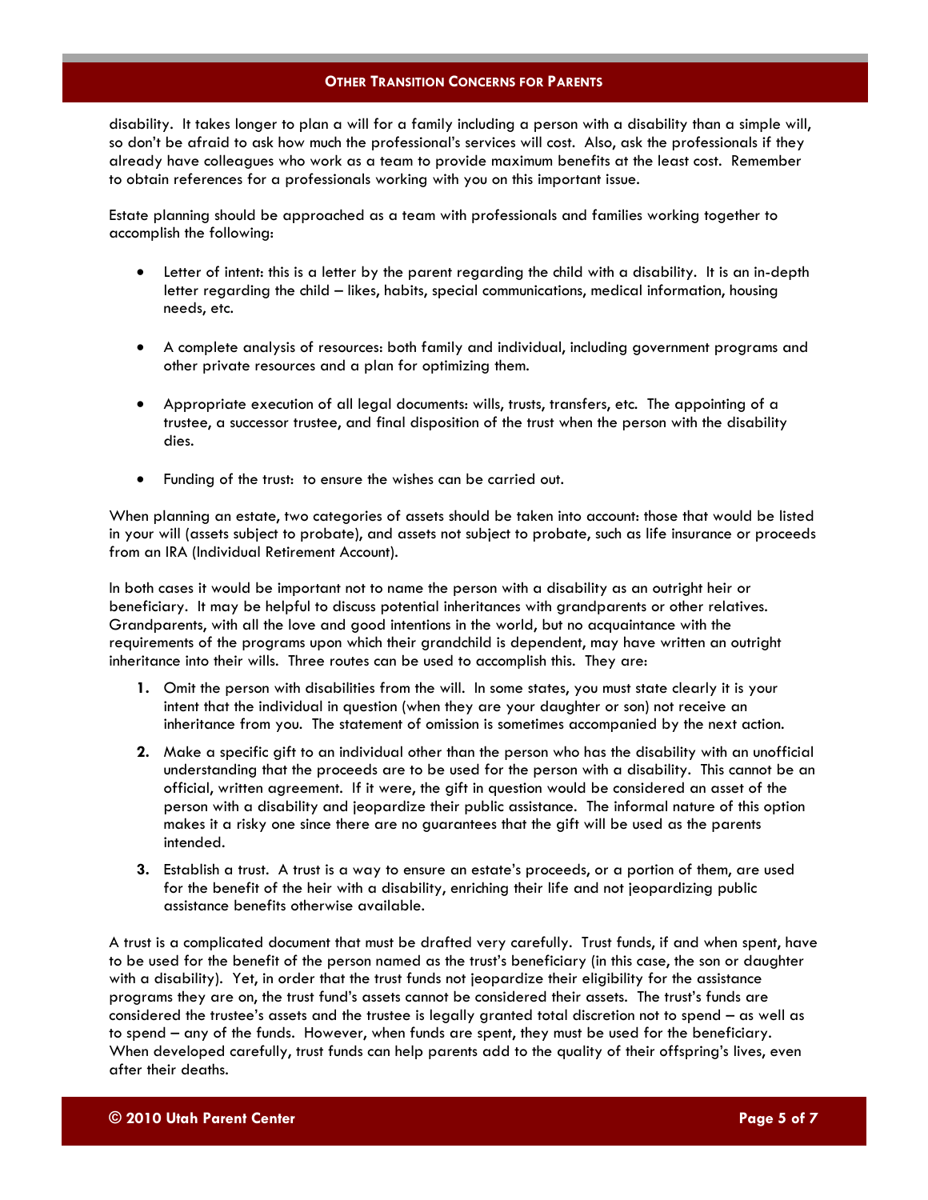disability. It takes longer to plan a will for a family including a person with a disability than a simple will, so don't be afraid to ask how much the professional's services will cost. Also, ask the professionals if they already have colleagues who work as a team to provide maximum benefits at the least cost. Remember to obtain references for a professionals working with you on this important issue.

Estate planning should be approached as a team with professionals and families working together to accomplish the following:

- Letter of intent: this is a letter by the parent regarding the child with a disability. It is an in-depth letter regarding the child – likes, habits, special communications, medical information, housing needs, etc.

- A complete analysis of resources: both family and individual, including government programs and other private resources and a plan for optimizing them.

- Appropriate execution of all legal documents: wills, trusts, transfers, etc. The appointing of a trustee, a successor trustee, and final disposition of the trust when the person with the disability dies.

- Funding of the trust: to ensure the wishes can be carried out.

When planning an estate, two categories of assets should be taken into account: those that would be listed in your will (assets subject to probate), and assets not subject to probate, such as life insurance or proceeds from an IRA (Individual Retirement Account).

In both cases it would be important not to name the person with a disability as an outright heir or beneficiary. It may be helpful to discuss potential inheritances with grandparents or other relatives. Grandparents, with all the love and good intentions in the world, but no acquaintance with the requirements of the programs upon which their grandchild is dependent, may have written an outright inheritance into their wills. Three routes can be used to accomplish this. They are:

1. Omit the person with disabilities from the will. In some states, you must state clearly it is your intent that the individual in question (when they are your daughter or son) not receive an inheritance from you. The statement of omission is sometimes accompanied by the next action.

2. Make a specific gift to an individual other than the person who has the disability with an unofficial understanding that the proceeds are to be used for the person with a disability. This cannot be an official, written agreement. If it were, the gift in question would be considered an asset of the person with a disability and jeopardize their public assistance. The informal nature of this option makes it a risky one since there are no guarantees that the gift will be used as the parents intended.

3. Establish a trust. A trust is a way to ensure an estate's proceeds, or a portion of them, are used for the benefit of the heir with a disability, enriching their life and not jeopardizing public assistance benefits otherwise available.

A trust is a complicated document that must be drafted very carefully. Trust funds, if and when spent, have to be used for the benefit of the person named as the trust's beneficiary (in this case, the son or daughter with a disability). Yet, in order that the trust funds not jeopardize their eligibility for the assistance programs they are on, the trust fund's assets cannot be considered their assets. The trust's funds are considered the trustee's assets and the trustee is legally granted total discretion not to spend – as well as to spend – any of the funds. However, when funds are spent, they must be used for the beneficiary. When developed carefully, trust funds can help parents add to the quality of their offspring's lives, even after their deaths.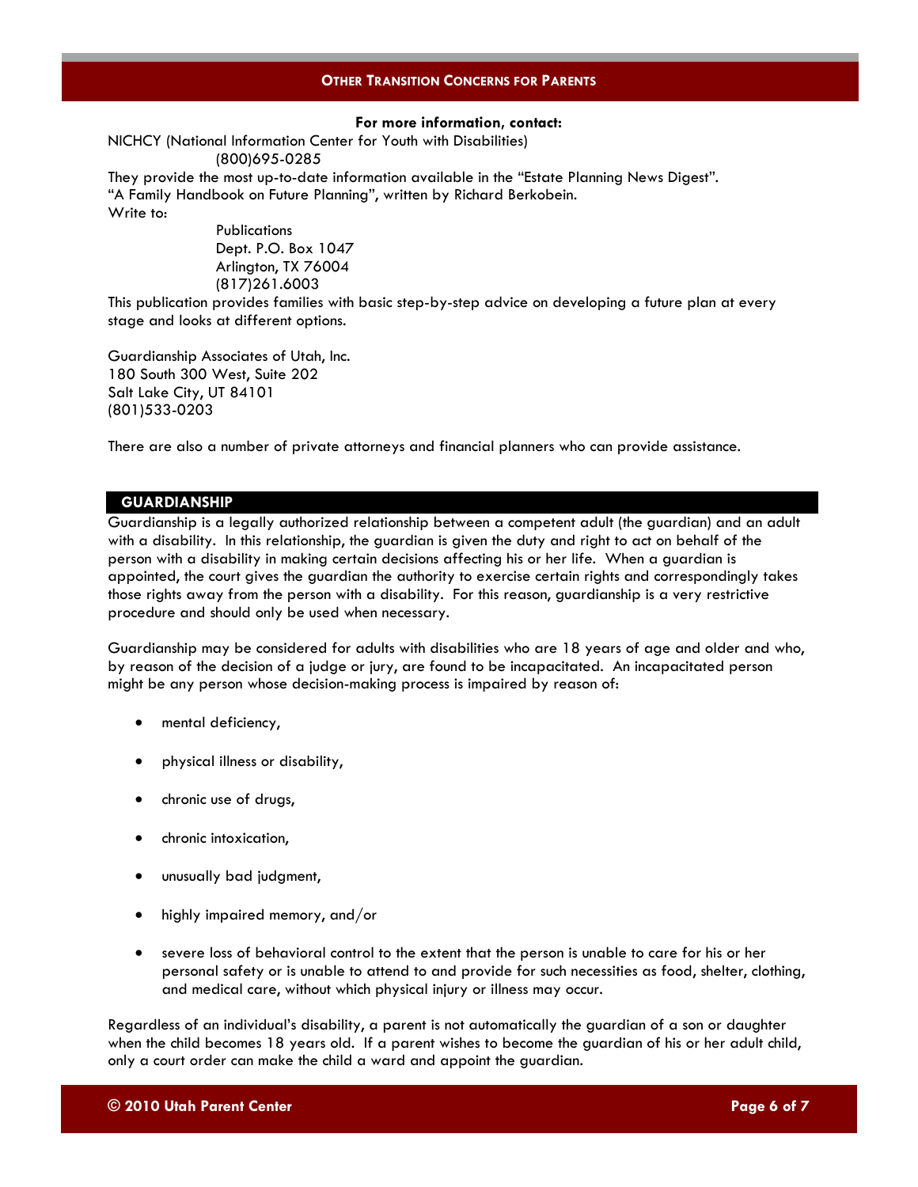**For more information, contact:**

NICHCY (National Information Center for Youth with Disabilities)
(800)695-0285

They provide the most up-to-date information available in the "Estate Planning News Digest".

"A Family Handbook on Future Planning", written by Richard Berkobein.

Write to:

Publications
Dept. P.O. Box 1047
Arlington, TX 76004
(817)261.6003

This publication provides families with basic step-by-step advice on developing a future plan at every stage and looks at different options.

Guardianship Associates of Utah, Inc.
180 South 300 West, Suite 202
Salt Lake City, UT 84101
(801)533-0203

There are also a number of private attorneys and financial planners who can provide assistance.

## GUARDIANSHIP

Guardianship is a legally authorized relationship between a competent adult (the guardian) and an adult with a disability. In this relationship, the guardian is given the duty and right to act on behalf of the person with a disability in making certain decisions affecting his or her life. When a guardian is appointed, the court gives the guardian the authority to exercise certain rights and correspondingly takes those rights away from the person with a disability. For this reason, guardianship is a very restrictive procedure and should only be used when necessary.

Guardianship may be considered for adults with disabilities who are 18 years of age and older and who, by reason of the decision of a judge or jury, are found to be incapacitated. An incapacitated person might be any person whose decision-making process is impaired by reason of:

- mental deficiency,
- physical illness or disability,
- chronic use of drugs,
- chronic intoxication,
- unusually bad judgment,
- highly impaired memory, and/or
- severe loss of behavioral control to the extent that the person is unable to care for his or her personal safety or is unable to attend to and provide for such necessities as food, shelter, clothing, and medical care, without which physical injury or illness may occur.

Regardless of an individual's disability, a parent is not automatically the guardian of a son or daughter when the child becomes 18 years old. If a parent wishes to become the guardian of his or her adult child, only a court order can make the child a ward and appoint the guardian.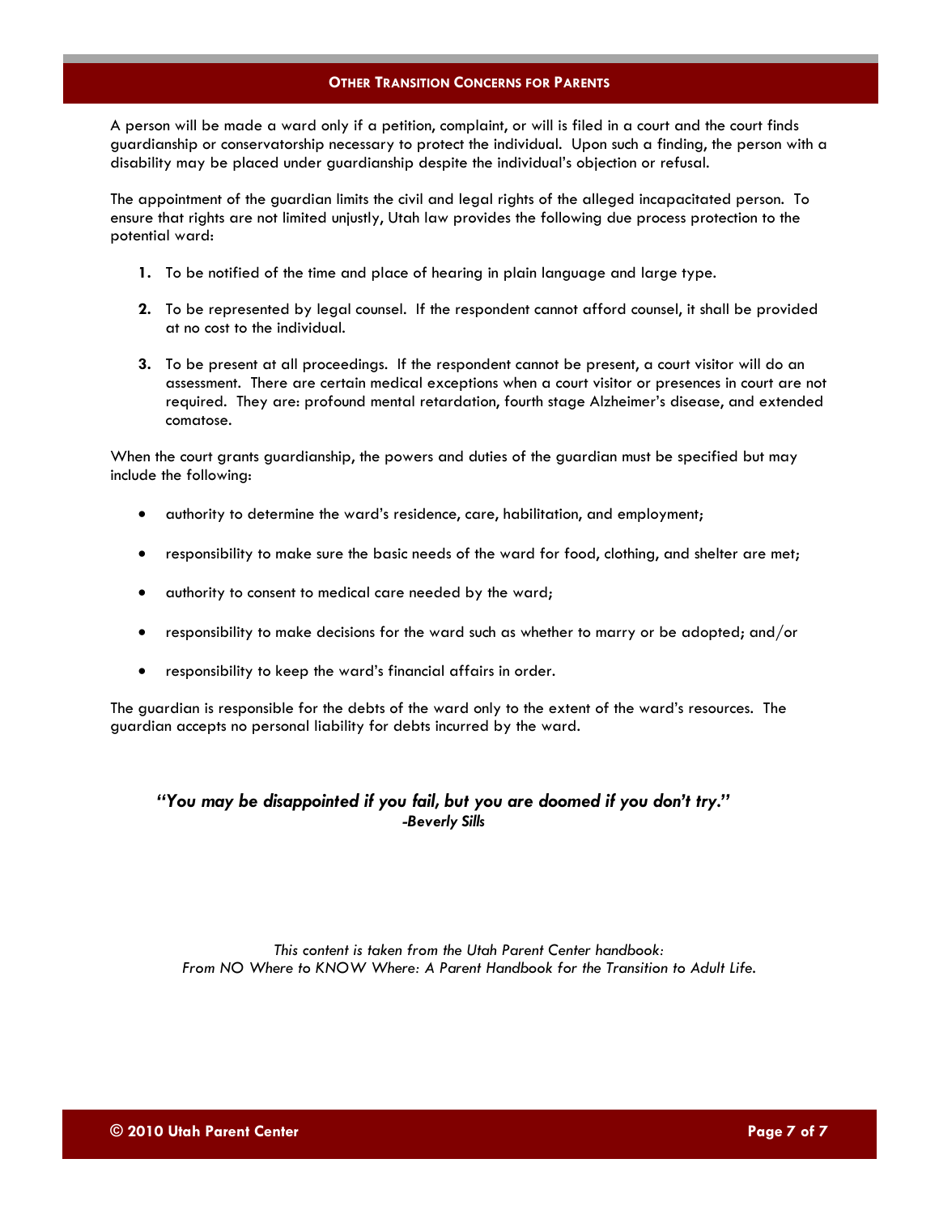A person will be made a ward only if a petition, complaint, or will is filed in a court and the court finds guardianship or conservatorship necessary to protect the individual. Upon such a finding, the person with a disability may be placed under guardianship despite the individual's objection or refusal.

The appointment of the guardian limits the civil and legal rights of the alleged incapacitated person. To ensure that rights are not limited unjustly, Utah law provides the following due process protection to the potential ward:

1. To be notified of the time and place of hearing in plain language and large type.

2. To be represented by legal counsel. If the respondent cannot afford counsel, it shall be provided at no cost to the individual.

3. To be present at all proceedings. If the respondent cannot be present, a court visitor will do an assessment. There are certain medical exceptions when a court visitor or presences in court are not required. They are: profound mental retardation, fourth stage Alzheimer's disease, and extended comatose.

When the court grants guardianship, the powers and duties of the guardian must be specified but may include the following:

- authority to determine the ward's residence, care, habilitation, and employment;
- responsibility to make sure the basic needs of the ward for food, clothing, and shelter are met;
- authority to consent to medical care needed by the ward;
- responsibility to make decisions for the ward such as whether to marry or be adopted; and/or
- responsibility to keep the ward's financial affairs in order.

The guardian is responsible for the debts of the ward only to the extent of the ward's resources. The guardian accepts no personal liability for debts incurred by the ward.

***"You may be disappointed if you fail, but you are doomed if you don't try."***
***-Beverly Sills***

*This content is taken from the Utah Parent Center handbook:*
*From NO Where to KNOW Where: A Parent Handbook for the Transition to Adult Life.*